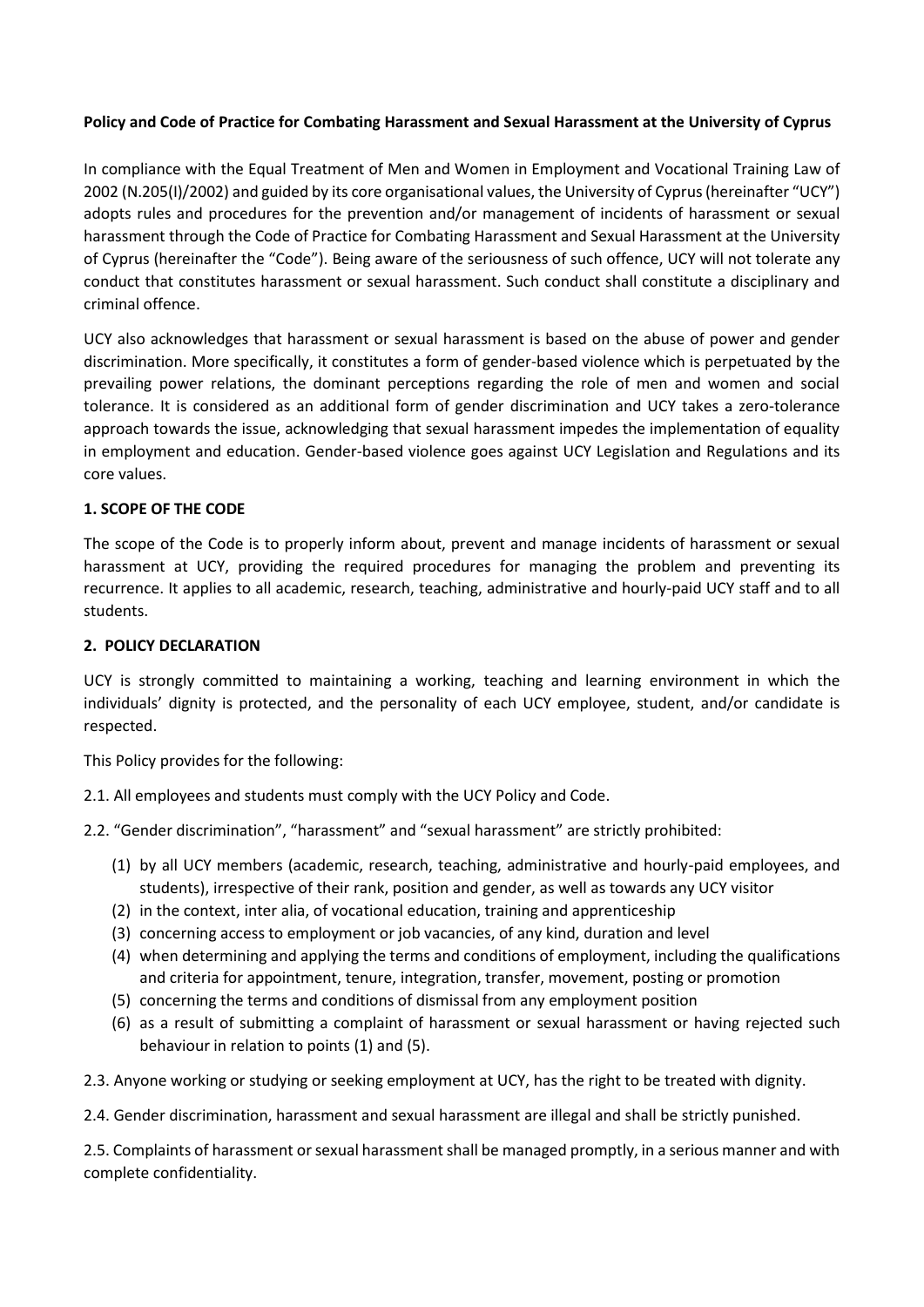**Policy and Code of Practice for Combating Harassment and Sexual Harassment at the University of Cyprus**

In compliance with the Equal Treatment of Men and Women in Employment and Vocational Training Law of 2002 (N.205(I)/2002) and guided by its core organisational values, the University of Cyprus (hereinafter "UCY") adopts rules and procedures for the prevention and/or management of incidents of harassment or sexual harassment through the Code of Practice for Combating Harassment and Sexual Harassment at the University of Cyprus (hereinafter the "Code"). Being aware of the seriousness of such offence, UCY will not tolerate any conduct that constitutes harassment or sexual harassment. Such conduct shall constitute a disciplinary and criminal offence.

UCY also acknowledges that harassment or sexual harassment is based on the abuse of power and gender discrimination. More specifically, it constitutes a form of gender-based violence which is perpetuated by the prevailing power relations, the dominant perceptions regarding the role of men and women and social tolerance. It is considered as an additional form of gender discrimination and UCY takes a zero-tolerance approach towards the issue, acknowledging that sexual harassment impedes the implementation of equality in employment and education. Gender-based violence goes against UCY Legislation and Regulations and its core values.

**1. SCOPE OF THE CODE**

The scope of the Code is to properly inform about, prevent and manage incidents of harassment or sexual harassment at UCY, providing the required procedures for managing the problem and preventing its recurrence. It applies to all academic, research, teaching, administrative and hourly-paid UCY staff and to all students.

**2. POLICY DECLARATION**

UCY is strongly committed to maintaining a working, teaching and learning environment in which the individuals' dignity is protected, and the personality of each UCY employee, student, and/or candidate is respected.

This Policy provides for the following:

2.1. All employees and students must comply with the UCY Policy and Code.

2.2. "Gender discrimination", "harassment" and "sexual harassment" are strictly prohibited:

(1) by all UCY members (academic, research, teaching, administrative and hourly-paid employees, and students), irrespective of their rank, position and gender, as well as towards any UCY visitor

(2) in the context, inter alia, of vocational education, training and apprenticeship

(3) concerning access to employment or job vacancies, of any kind, duration and level

(4) when determining and applying the terms and conditions of employment, including the qualifications and criteria for appointment, tenure, integration, transfer, movement, posting or promotion

(5) concerning the terms and conditions of dismissal from any employment position

(6) as a result of submitting a complaint of harassment or sexual harassment or having rejected such behaviour in relation to points (1) and (5).

2.3. Anyone working or studying or seeking employment at UCY, has the right to be treated with dignity.

2.4. Gender discrimination, harassment and sexual harassment are illegal and shall be strictly punished.

2.5. Complaints of harassment or sexual harassment shall be managed promptly, in a serious manner and with complete confidentiality.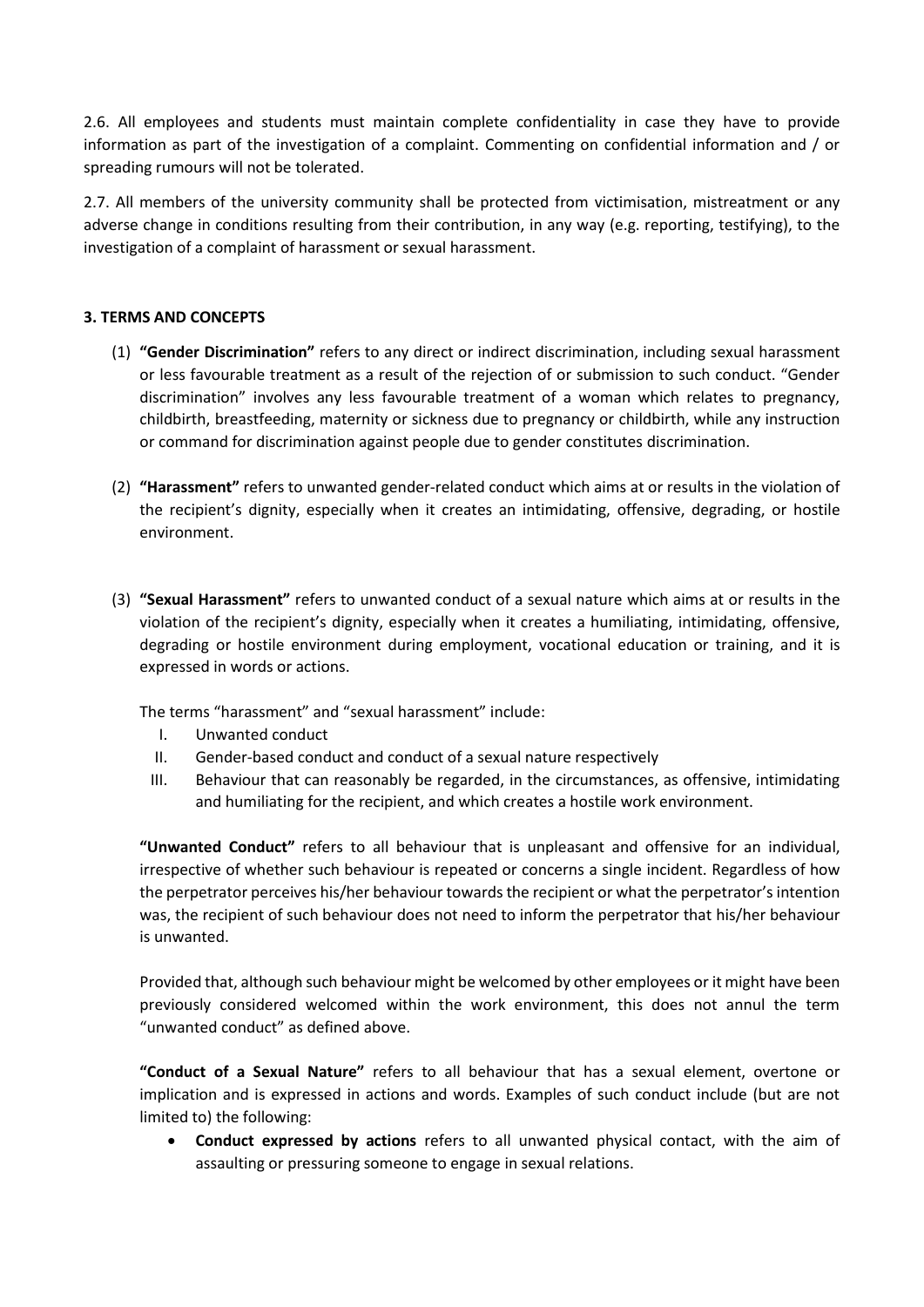2.6. All employees and students must maintain complete confidentiality in case they have to provide information as part of the investigation of a complaint. Commenting on confidential information and / or spreading rumours will not be tolerated.

2.7. All members of the university community shall be protected from victimisation, mistreatment or any adverse change in conditions resulting from their contribution, in any way (e.g. reporting, testifying), to the investigation of a complaint of harassment or sexual harassment.

## 3. TERMS AND CONCEPTS

(1) **"Gender Discrimination"** refers to any direct or indirect discrimination, including sexual harassment or less favourable treatment as a result of the rejection of or submission to such conduct. "Gender discrimination" involves any less favourable treatment of a woman which relates to pregnancy, childbirth, breastfeeding, maternity or sickness due to pregnancy or childbirth, while any instruction or command for discrimination against people due to gender constitutes discrimination.

(2) **"Harassment"** refers to unwanted gender-related conduct which aims at or results in the violation of the recipient's dignity, especially when it creates an intimidating, offensive, degrading, or hostile environment.

(3) **"Sexual Harassment"** refers to unwanted conduct of a sexual nature which aims at or results in the violation of the recipient's dignity, especially when it creates a humiliating, intimidating, offensive, degrading or hostile environment during employment, vocational education or training, and it is expressed in words or actions.

The terms "harassment" and "sexual harassment" include:

I. Unwanted conduct
II. Gender-based conduct and conduct of a sexual nature respectively
III. Behaviour that can reasonably be regarded, in the circumstances, as offensive, intimidating and humiliating for the recipient, and which creates a hostile work environment.

**"Unwanted Conduct"** refers to all behaviour that is unpleasant and offensive for an individual, irrespective of whether such behaviour is repeated or concerns a single incident. Regardless of how the perpetrator perceives his/her behaviour towards the recipient or what the perpetrator's intention was, the recipient of such behaviour does not need to inform the perpetrator that his/her behaviour is unwanted.

Provided that, although such behaviour might be welcomed by other employees or it might have been previously considered welcomed within the work environment, this does not annul the term "unwanted conduct" as defined above.

**"Conduct of a Sexual Nature"** refers to all behaviour that has a sexual element, overtone or implication and is expressed in actions and words. Examples of such conduct include (but are not limited to) the following:

- **Conduct expressed by actions** refers to all unwanted physical contact, with the aim of assaulting or pressuring someone to engage in sexual relations.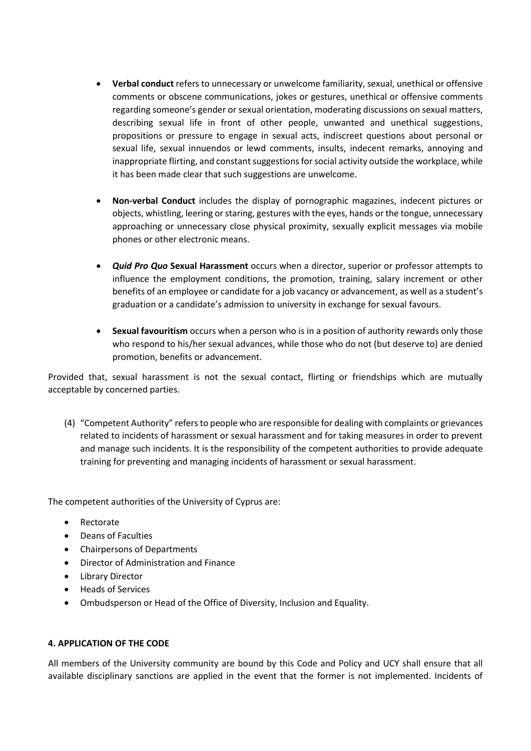- **Verbal conduct** refers to unnecessary or unwelcome familiarity, sexual, unethical or offensive comments or obscene communications, jokes or gestures, unethical or offensive comments regarding someone's gender or sexual orientation, moderating discussions on sexual matters, describing sexual life in front of other people, unwanted and unethical suggestions, propositions or pressure to engage in sexual acts, indiscreet questions about personal or sexual life, sexual innuendos or lewd comments, insults, indecent remarks, annoying and inappropriate flirting, and constant suggestions for social activity outside the workplace, while it has been made clear that such suggestions are unwelcome.

- **Non-verbal Conduct** includes the display of pornographic magazines, indecent pictures or objects, whistling, leering or staring, gestures with the eyes, hands or the tongue, unnecessary approaching or unnecessary close physical proximity, sexually explicit messages via mobile phones or other electronic means.

- ***Quid Pro Quo*** **Sexual Harassment** occurs when a director, superior or professor attempts to influence the employment conditions, the promotion, training, salary increment or other benefits of an employee or candidate for a job vacancy or advancement, as well as a student's graduation or a candidate's admission to university in exchange for sexual favours.

- **Sexual favouritism** occurs when a person who is in a position of authority rewards only those who respond to his/her sexual advances, while those who do not (but deserve to) are denied promotion, benefits or advancement.

Provided that, sexual harassment is not the sexual contact, flirting or friendships which are mutually acceptable by concerned parties.

(4) "Competent Authority" refers to people who are responsible for dealing with complaints or grievances related to incidents of harassment or sexual harassment and for taking measures in order to prevent and manage such incidents. It is the responsibility of the competent authorities to provide adequate training for preventing and managing incidents of harassment or sexual harassment.

The competent authorities of the University of Cyprus are:

- Rectorate
- Deans of Faculties
- Chairpersons of Departments
- Director of Administration and Finance
- Library Director
- Heads of Services
- Ombudsperson or Head of the Office of Diversity, Inclusion and Equality.

#### 4. APPLICATION OF THE CODE

All members of the University community are bound by this Code and Policy and UCY shall ensure that all available disciplinary sanctions are applied in the event that the former is not implemented. Incidents of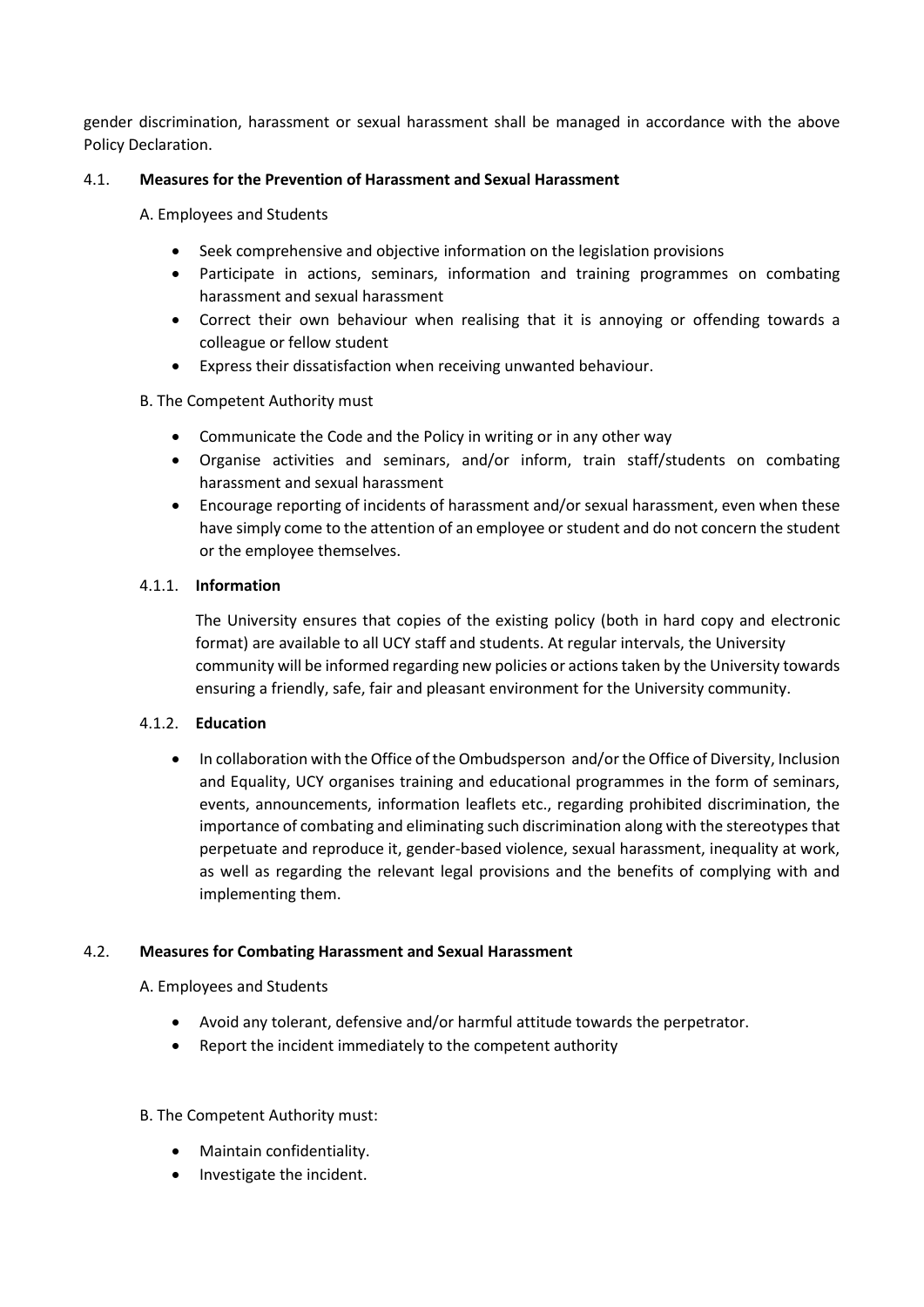gender discrimination, harassment or sexual harassment shall be managed in accordance with the above Policy Declaration.

### 4.1. Measures for the Prevention of Harassment and Sexual Harassment

A. Employees and Students

- Seek comprehensive and objective information on the legislation provisions
- Participate in actions, seminars, information and training programmes on combating harassment and sexual harassment
- Correct their own behaviour when realising that it is annoying or offending towards a colleague or fellow student
- Express their dissatisfaction when receiving unwanted behaviour.

B. The Competent Authority must

- Communicate the Code and the Policy in writing or in any other way
- Organise activities and seminars, and/or inform, train staff/students on combating harassment and sexual harassment
- Encourage reporting of incidents of harassment and/or sexual harassment, even when these have simply come to the attention of an employee or student and do not concern the student or the employee themselves.

#### 4.1.1. Information

The University ensures that copies of the existing policy (both in hard copy and electronic format) are available to all UCY staff and students. At regular intervals, the University community will be informed regarding new policies or actions taken by the University towards ensuring a friendly, safe, fair and pleasant environment for the University community.

#### 4.1.2. Education

- In collaboration with the Office of the Ombudsperson and/or the Office of Diversity, Inclusion and Equality, UCY organises training and educational programmes in the form of seminars, events, announcements, information leaflets etc., regarding prohibited discrimination, the importance of combating and eliminating such discrimination along with the stereotypes that perpetuate and reproduce it, gender-based violence, sexual harassment, inequality at work, as well as regarding the relevant legal provisions and the benefits of complying with and implementing them.

### 4.2. Measures for Combating Harassment and Sexual Harassment

A. Employees and Students

- Avoid any tolerant, defensive and/or harmful attitude towards the perpetrator.
- Report the incident immediately to the competent authority

B. The Competent Authority must:

- Maintain confidentiality.
- Investigate the incident.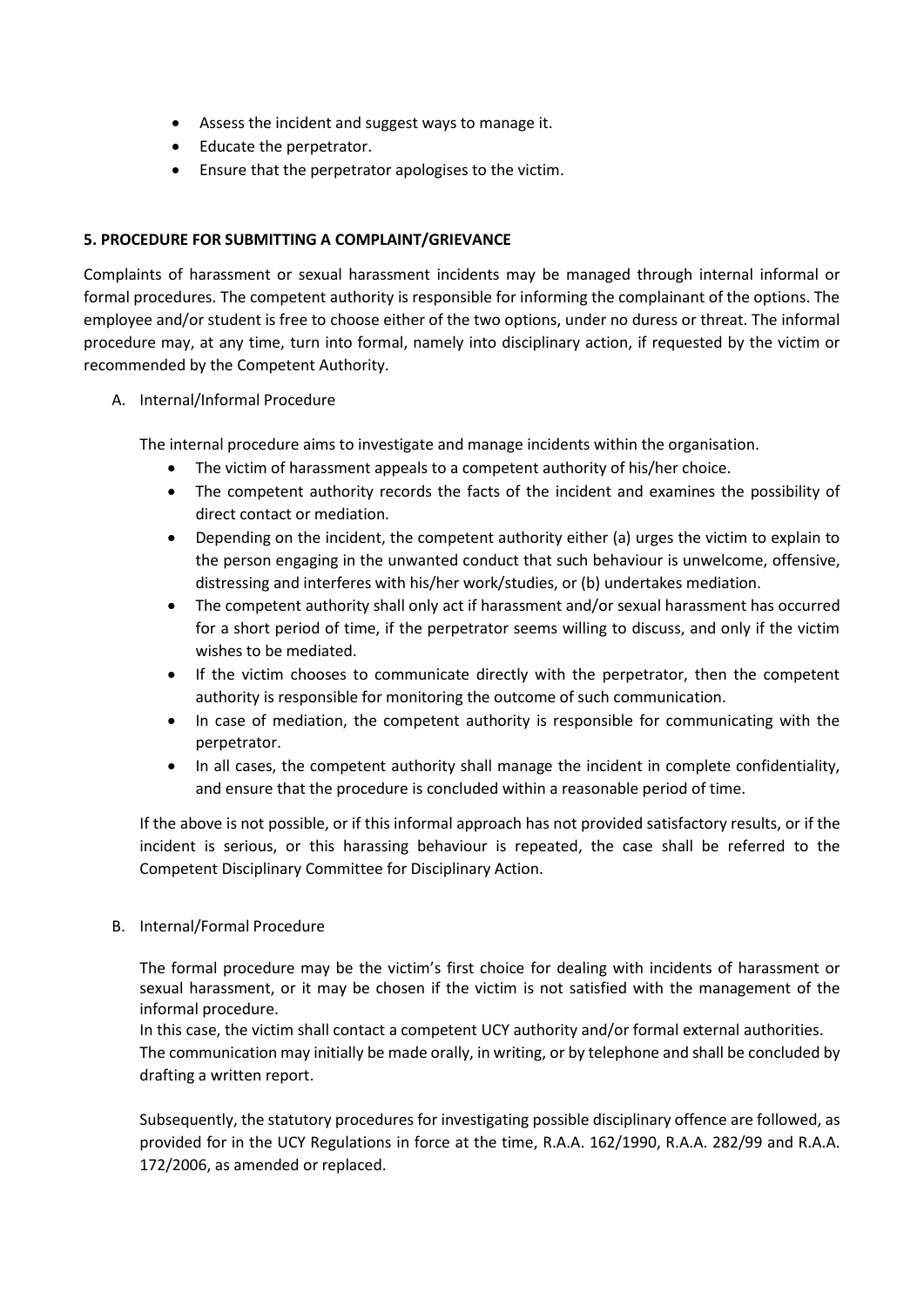- Assess the incident and suggest ways to manage it.
- Educate the perpetrator.
- Ensure that the perpetrator apologises to the victim.

## 5. PROCEDURE FOR SUBMITTING A COMPLAINT/GRIEVANCE

Complaints of harassment or sexual harassment incidents may be managed through internal informal or formal procedures. The competent authority is responsible for informing the complainant of the options. The employee and/or student is free to choose either of the two options, under no duress or threat. The informal procedure may, at any time, turn into formal, namely into disciplinary action, if requested by the victim or recommended by the Competent Authority.

A. Internal/Informal Procedure

The internal procedure aims to investigate and manage incidents within the organisation.

- The victim of harassment appeals to a competent authority of his/her choice.
- The competent authority records the facts of the incident and examines the possibility of direct contact or mediation.
- Depending on the incident, the competent authority either (a) urges the victim to explain to the person engaging in the unwanted conduct that such behaviour is unwelcome, offensive, distressing and interferes with his/her work/studies, or (b) undertakes mediation.
- The competent authority shall only act if harassment and/or sexual harassment has occurred for a short period of time, if the perpetrator seems willing to discuss, and only if the victim wishes to be mediated.
- If the victim chooses to communicate directly with the perpetrator, then the competent authority is responsible for monitoring the outcome of such communication.
- In case of mediation, the competent authority is responsible for communicating with the perpetrator.
- In all cases, the competent authority shall manage the incident in complete confidentiality, and ensure that the procedure is concluded within a reasonable period of time.

If the above is not possible, or if this informal approach has not provided satisfactory results, or if the incident is serious, or this harassing behaviour is repeated, the case shall be referred to the Competent Disciplinary Committee for Disciplinary Action.

B. Internal/Formal Procedure

The formal procedure may be the victim's first choice for dealing with incidents of harassment or sexual harassment, or it may be chosen if the victim is not satisfied with the management of the informal procedure.

In this case, the victim shall contact a competent UCY authority and/or formal external authorities.

The communication may initially be made orally, in writing, or by telephone and shall be concluded by drafting a written report.

Subsequently, the statutory procedures for investigating possible disciplinary offence are followed, as provided for in the UCY Regulations in force at the time, R.A.A. 162/1990, R.A.A. 282/99 and R.A.A. 172/2006, as amended or replaced.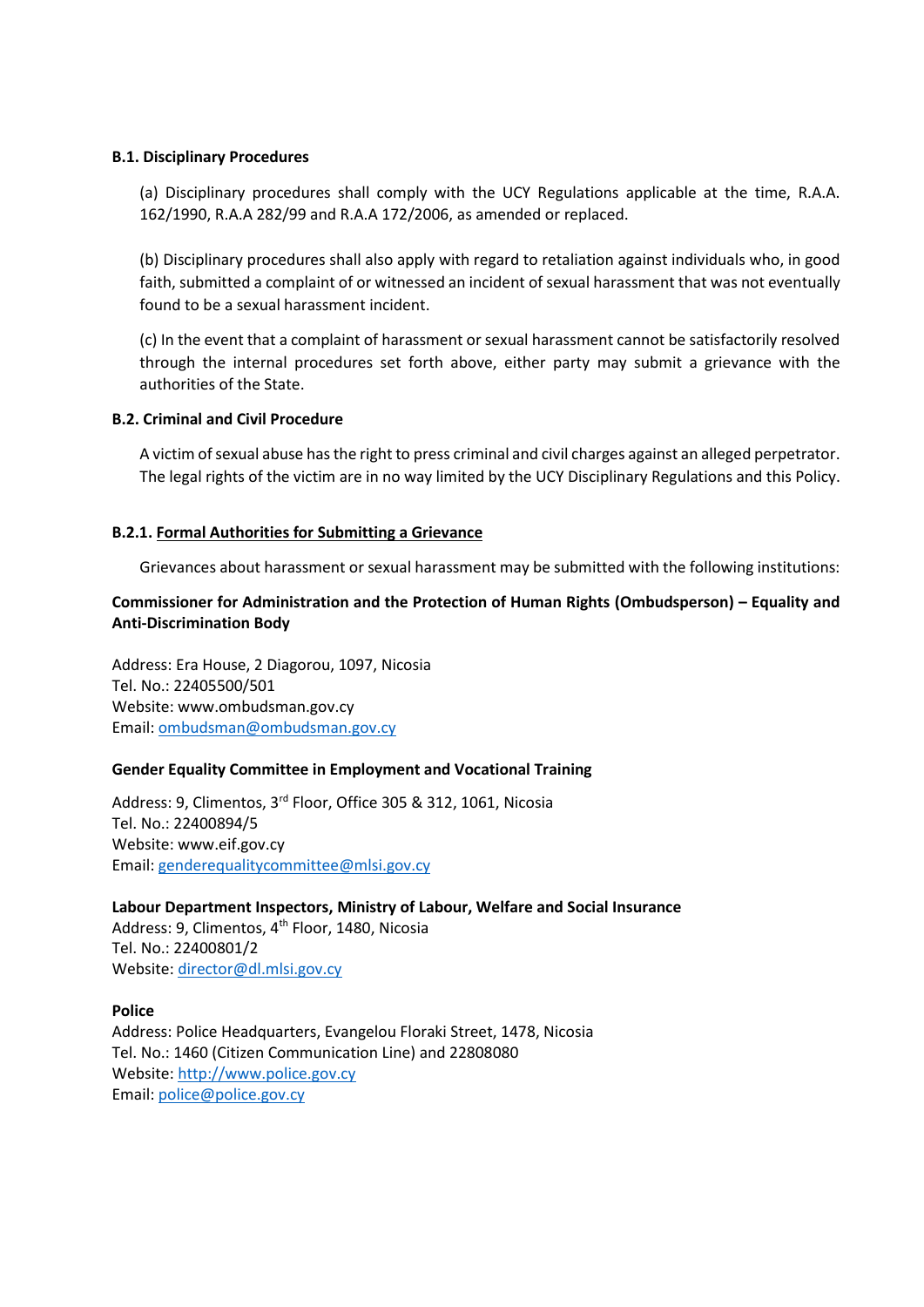**B.1. Disciplinary Procedures**

(a) Disciplinary procedures shall comply with the UCY Regulations applicable at the time, R.A.A. 162/1990, R.A.A 282/99 and R.A.A 172/2006, as amended or replaced.

(b) Disciplinary procedures shall also apply with regard to retaliation against individuals who, in good faith, submitted a complaint of or witnessed an incident of sexual harassment that was not eventually found to be a sexual harassment incident.

(c) In the event that a complaint of harassment or sexual harassment cannot be satisfactorily resolved through the internal procedures set forth above, either party may submit a grievance with the authorities of the State.

**B.2. Criminal and Civil Procedure**

A victim of sexual abuse has the right to press criminal and civil charges against an alleged perpetrator. The legal rights of the victim are in no way limited by the UCY Disciplinary Regulations and this Policy.

**B.2.1. <u>Formal Authorities for Submitting a Grievance</u>**

Grievances about harassment or sexual harassment may be submitted with the following institutions:

**Commissioner for Administration and the Protection of Human Rights (Ombudsperson) – Equality and Anti-Discrimination Body**

Address: Era House, 2 Diagorou, 1097, Nicosia
Tel. No.: 22405500/501
Website: www.ombudsman.gov.cy
Email: ombudsman@ombudsman.gov.cy

**Gender Equality Committee in Employment and Vocational Training**

Address: 9, Climentos, 3rd Floor, Office 305 & 312, 1061, Nicosia
Tel. No.: 22400894/5
Website: www.eif.gov.cy
Email: genderequalitycommittee@mlsi.gov.cy

**Labour Department Inspectors, Ministry of Labour, Welfare and Social Insurance**
Address: 9, Climentos, 4th Floor, 1480, Nicosia
Tel. No.: 22400801/2
Website: director@dl.mlsi.gov.cy

**Police**
Address: Police Headquarters, Evangelou Floraki Street, 1478, Nicosia
Tel. No.: 1460 (Citizen Communication Line) and 22808080
Website: http://www.police.gov.cy
Email: police@police.gov.cy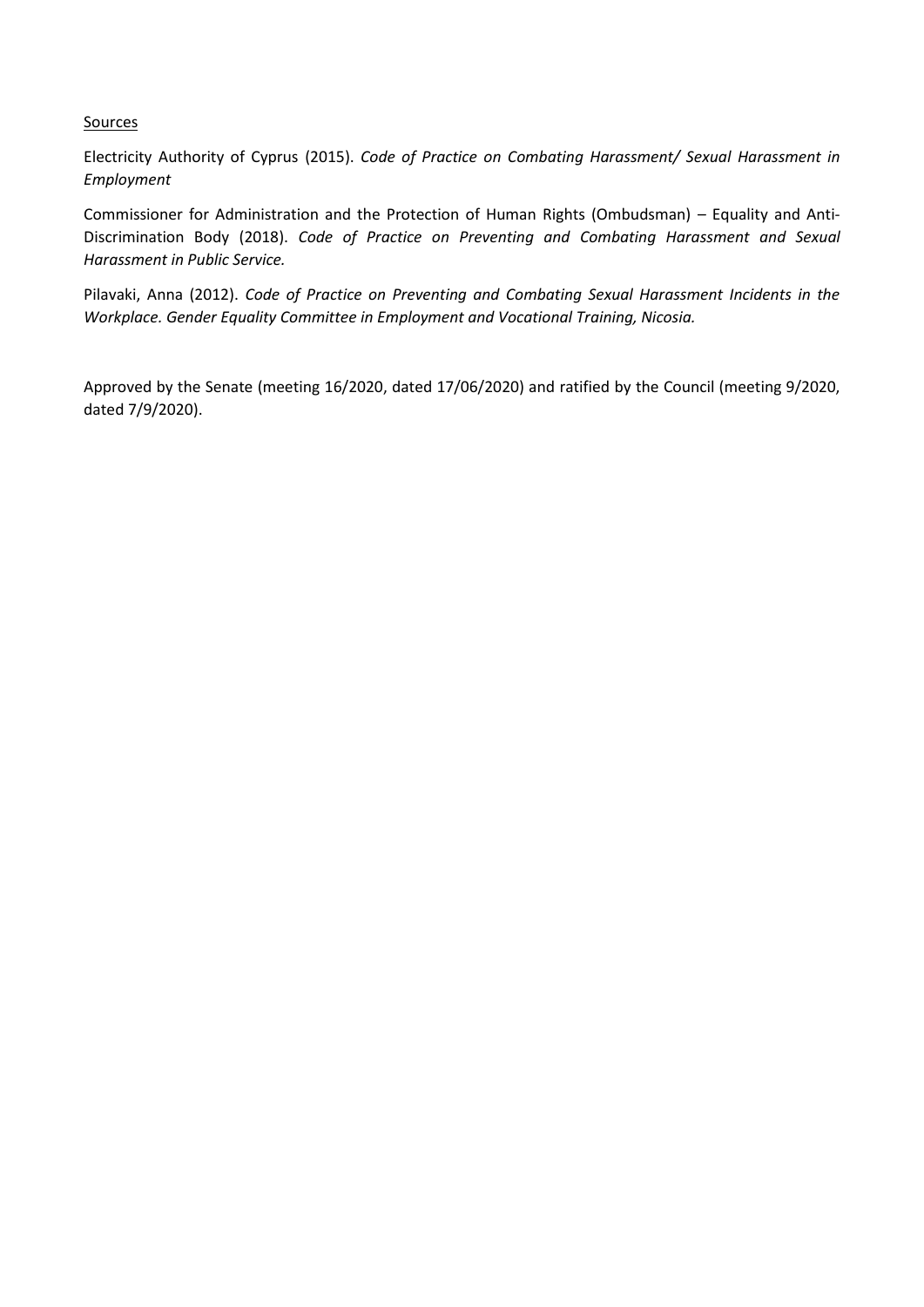Sources

Electricity Authority of Cyprus (2015). *Code of Practice on Combating Harassment/ Sexual Harassment in Employment*

Commissioner for Administration and the Protection of Human Rights (Ombudsman) – Equality and Anti-Discrimination Body (2018). *Code of Practice on Preventing and Combating Harassment and Sexual Harassment in Public Service.*

Pilavaki, Anna (2012). *Code of Practice on Preventing and Combating Sexual Harassment Incidents in the Workplace. Gender Equality Committee in Employment and Vocational Training, Nicosia.*

Approved by the Senate (meeting 16/2020, dated 17/06/2020) and ratified by the Council (meeting 9/2020, dated 7/9/2020).